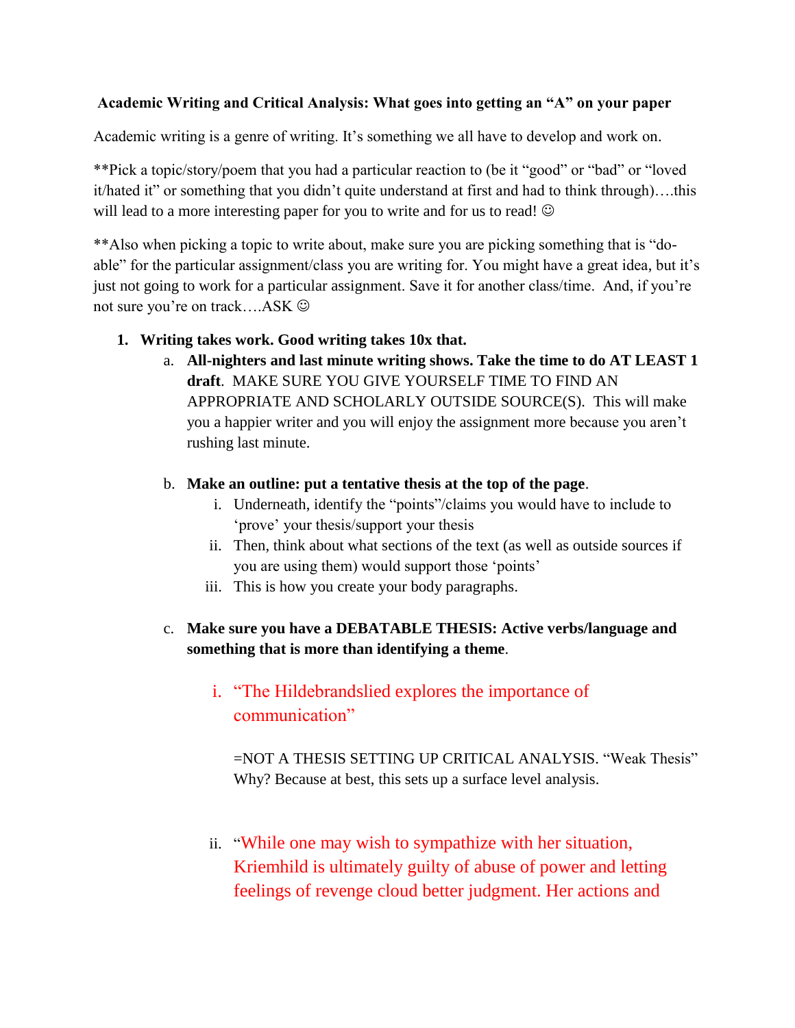**Academic Writing and Critical Analysis: What goes into getting an "A" on your paper**

Academic writing is a genre of writing. It's something we all have to develop and work on.

**Pick a topic/story/poem that you had a particular reaction to (be it "good" or "bad" or "loved it/hated it" or something that you didn't quite understand at first and had to think through)….this will lead to a more interesting paper for you to write and for us to read! ☺

**Also when picking a topic to write about, make sure you are picking something that is "do-able" for the particular assignment/class you are writing for. You might have a great idea, but it's just not going to work for a particular assignment. Save it for another class/time. And, if you're not sure you're on track….ASK ☺

1. **Writing takes work. Good writing takes 10x that.**
    a. **All-nighters and last minute writing shows. Take the time to do AT LEAST 1 draft**. MAKE SURE YOU GIVE YOURSELF TIME TO FIND AN APPROPRIATE AND SCHOLARLY OUTSIDE SOURCE(S). This will make you a happier writer and you will enjoy the assignment more because you aren't rushing last minute.

    b. **Make an outline: put a tentative thesis at the top of the page**.
        i. Underneath, identify the "points"/claims you would have to include to 'prove' your thesis/support your thesis
        ii. Then, think about what sections of the text (as well as outside sources if you are using them) would support those 'points'
        iii. This is how you create your body paragraphs.

    c. **Make sure you have a DEBATABLE THESIS: Active verbs/language and something that is more than identifying a theme**.

        i. "The Hildebrandslied explores the importance of communication"

        =NOT A THESIS SETTING UP CRITICAL ANALYSIS. "Weak Thesis" Why? Because at best, this sets up a surface level analysis.

        ii. "While one may wish to sympathize with her situation, Kriemhild is ultimately guilty of abuse of power and letting feelings of revenge cloud better judgment. Her actions and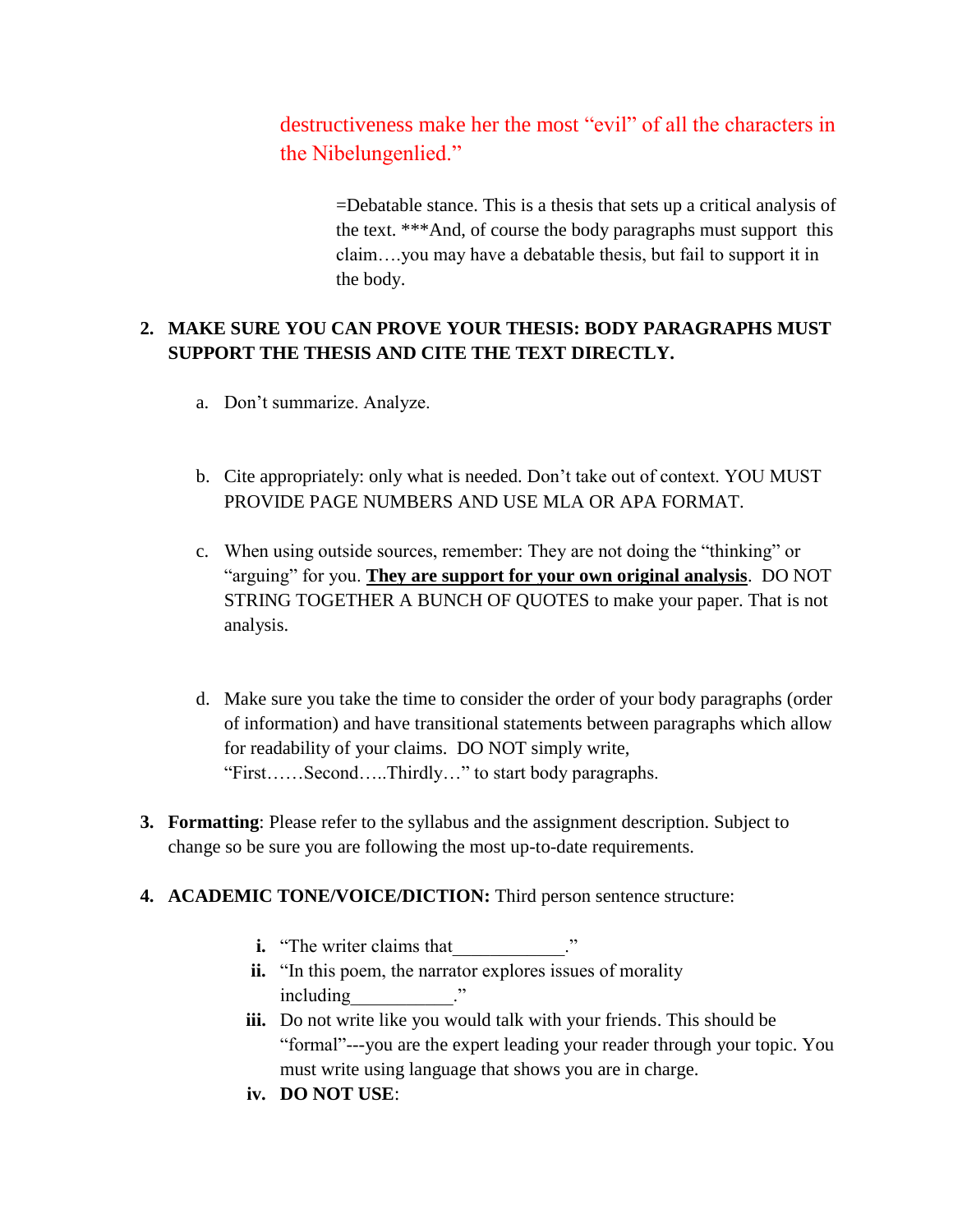destructiveness make her the most "evil" of all the characters in the Nibelungenlied."

=Debatable stance. This is a thesis that sets up a critical analysis of the text. ***And, of course the body paragraphs must support this claim….you may have a debatable thesis, but fail to support it in the body.

2. **MAKE SURE YOU CAN PROVE YOUR THESIS: BODY PARAGRAPHS MUST SUPPORT THE THESIS AND CITE THE TEXT DIRECTLY.**

   a. Don't summarize. Analyze.

   b. Cite appropriately: only what is needed. Don't take out of context. YOU MUST PROVIDE PAGE NUMBERS AND USE MLA OR APA FORMAT.

   c. When using outside sources, remember: They are not doing the "thinking" or "arguing" for you. **<u>They are support for your own original analysis</u>**. DO NOT STRING TOGETHER A BUNCH OF QUOTES to make your paper. That is not analysis.

   d. Make sure you take the time to consider the order of your body paragraphs (order of information) and have transitional statements between paragraphs which allow for readability of your claims. DO NOT simply write, "First……Second…..Thirdly…" to start body paragraphs.

3. **Formatting**: Please refer to the syllabus and the assignment description. Subject to change so be sure you are following the most up-to-date requirements.

4. **ACADEMIC TONE/VOICE/DICTION:** Third person sentence structure:

   **i.** "The writer claims that\_\_\_\_\_\_\_\_\_\_\_\_."

   **ii.** "In this poem, the narrator explores issues of morality including\_\_\_\_\_\_\_\_\_\_\_."

   **iii.** Do not write like you would talk with your friends. This should be "formal"---you are the expert leading your reader through your topic. You must write using language that shows you are in charge.

   **iv.** **DO NOT USE**: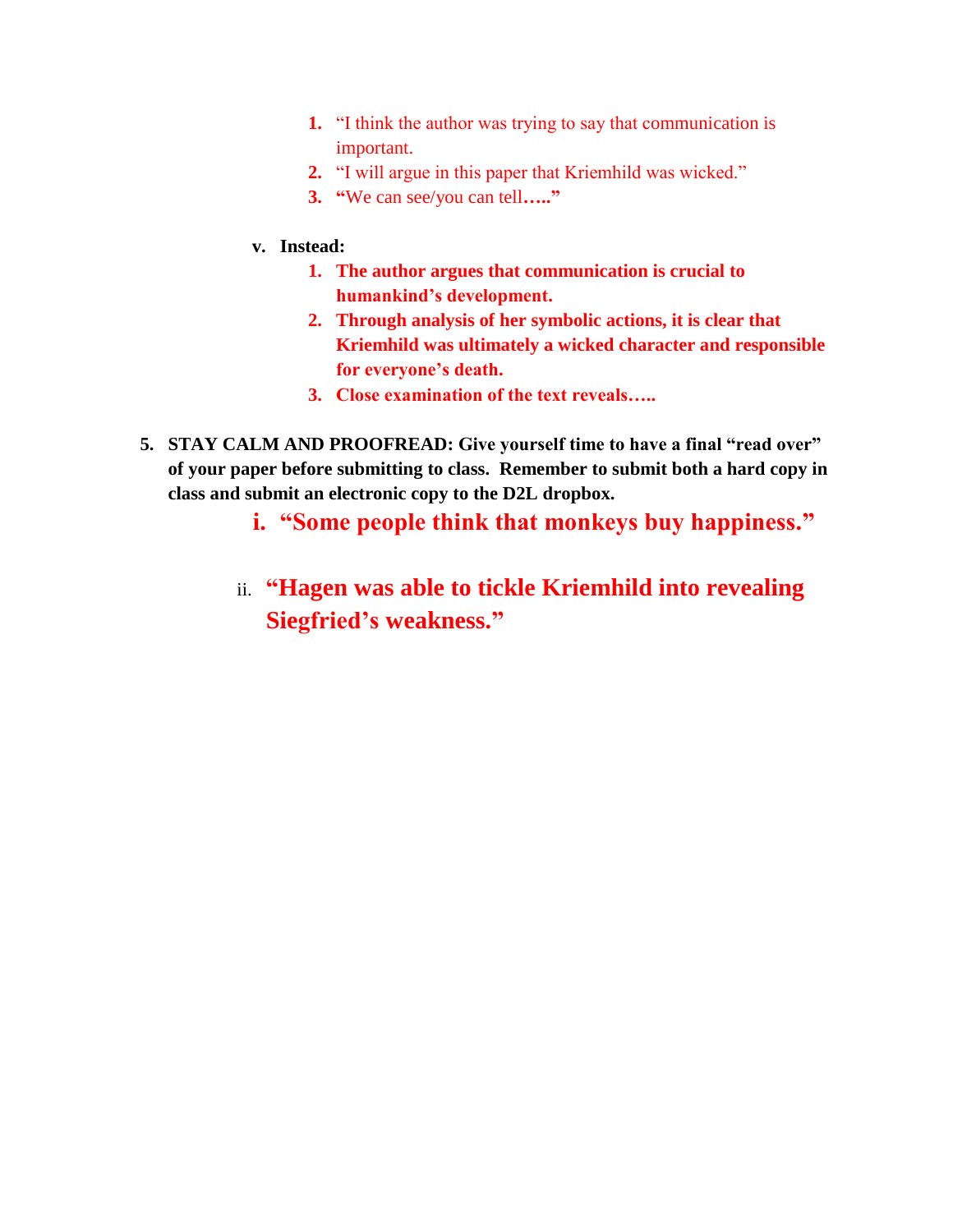1. "I think the author was trying to say that communication is important.
2. "I will argue in this paper that Kriemhild was wicked."
3. **"**We can see/you can tell**….."**

v. **Instead:**

1. **The author argues that communication is crucial to humankind's development.**
2. **Through analysis of her symbolic actions, it is clear that Kriemhild was ultimately a wicked character and responsible for everyone's death.**
3. **Close examination of the text reveals…..**

5. **STAY CALM AND PROOFREAD: Give yourself time to have a final "read over" of your paper before submitting to class. Remember to submit both a hard copy in class and submit an electronic copy to the D2L dropbox.**

   i. **"Some people think that monkeys buy happiness."**

   ii. **"Hagen was able to tickle Kriemhild into revealing Siegfried's weakness."**